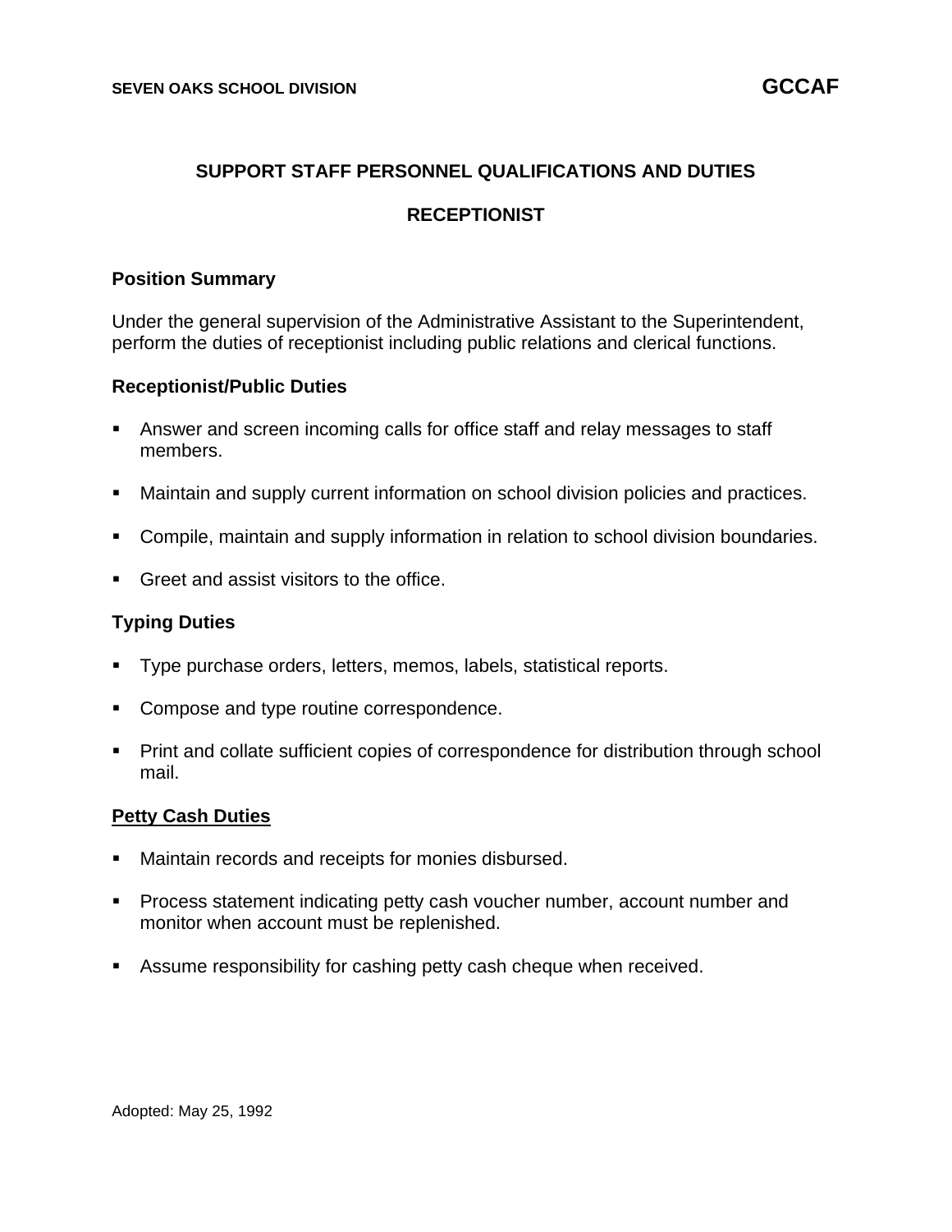SEVEN OAKS SCHOOL DIVISION **GCCAF**

# SUPPORT STAFF PERSONNEL QUALIFICATIONS AND DUTIES

## RECEPTIONIST

### Position Summary

Under the general supervision of the Administrative Assistant to the Superintendent, perform the duties of receptionist including public relations and clerical functions.

### Receptionist/Public Duties

- Answer and screen incoming calls for office staff and relay messages to staff members.
- Maintain and supply current information on school division policies and practices.
- Compile, maintain and supply information in relation to school division boundaries.
- Greet and assist visitors to the office.

### Typing Duties

- Type purchase orders, letters, memos, labels, statistical reports.
- Compose and type routine correspondence.
- Print and collate sufficient copies of correspondence for distribution through school mail.

### Petty Cash Duties

- Maintain records and receipts for monies disbursed.
- Process statement indicating petty cash voucher number, account number and monitor when account must be replenished.
- Assume responsibility for cashing petty cash cheque when received.

Adopted: May 25, 1992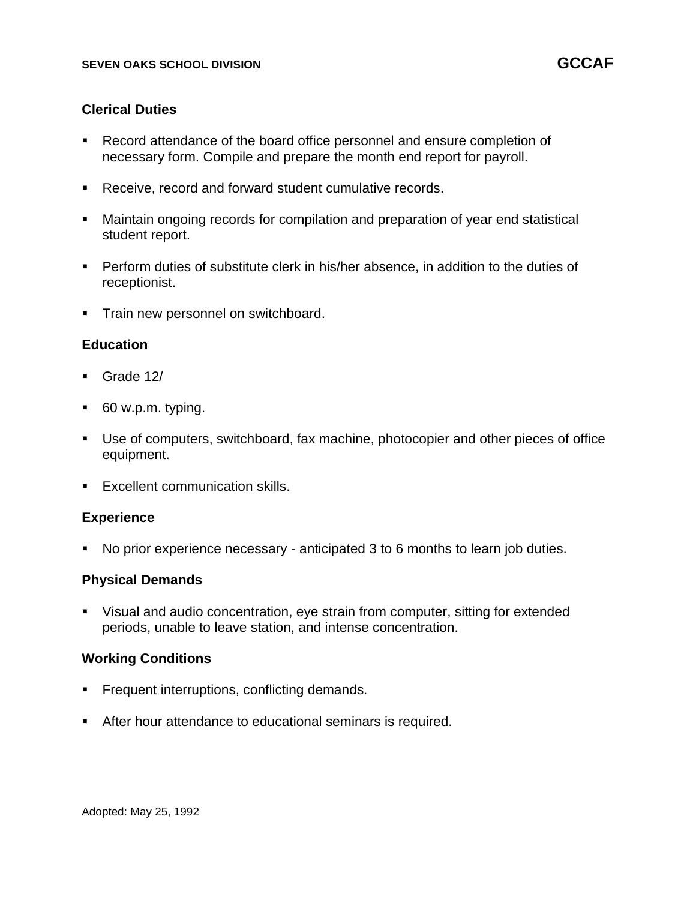## Clerical Duties

- Record attendance of the board office personnel and ensure completion of necessary form. Compile and prepare the month end report for payroll.
- Receive, record and forward student cumulative records.
- Maintain ongoing records for compilation and preparation of year end statistical student report.
- Perform duties of substitute clerk in his/her absence, in addition to the duties of receptionist.
- Train new personnel on switchboard.

## Education

- Grade 12/
- 60 w.p.m. typing.
- Use of computers, switchboard, fax machine, photocopier and other pieces of office equipment.
- Excellent communication skills.

## Experience

- No prior experience necessary - anticipated 3 to 6 months to learn job duties.

## Physical Demands

- Visual and audio concentration, eye strain from computer, sitting for extended periods, unable to leave station, and intense concentration.

## Working Conditions

- Frequent interruptions, conflicting demands.
- After hour attendance to educational seminars is required.

Adopted: May 25, 1992